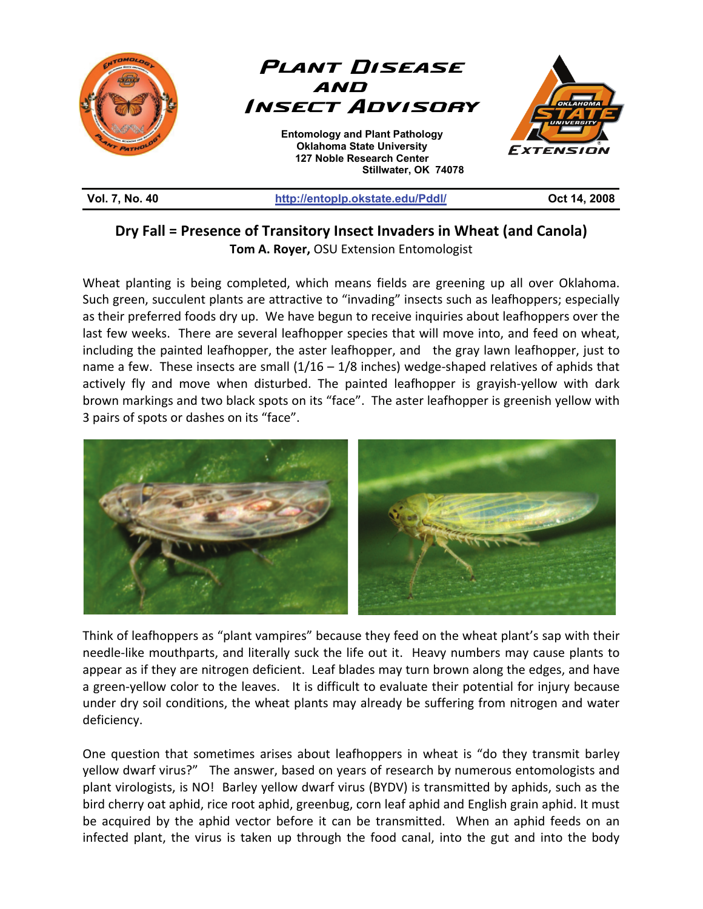# Plant Disease and Insect Advisory

**Entomology and Plant Pathology**
**Oklahoma State University**
**127 Noble Research Center**
**Stillwater, OK 74078**

**Vol. 7, No. 40** | **http://entoplp.okstate.edu/Pddl/** | **Oct 14, 2008**

## Dry Fall = Presence of Transitory Insect Invaders in Wheat (and Canola)

**Tom A. Royer,** OSU Extension Entomologist

Wheat planting is being completed, which means fields are greening up all over Oklahoma. Such green, succulent plants are attractive to "invading" insects such as leafhoppers; especially as their preferred foods dry up. We have begun to receive inquiries about leafhoppers over the last few weeks. There are several leafhopper species that will move into, and feed on wheat, including the painted leafhopper, the aster leafhopper, and the gray lawn leafhopper, just to name a few. These insects are small (1/16 – 1/8 inches) wedge-shaped relatives of aphids that actively fly and move when disturbed. The painted leafhopper is grayish-yellow with dark brown markings and two black spots on its "face". The aster leafhopper is greenish yellow with 3 pairs of spots or dashes on its "face".

Think of leafhoppers as "plant vampires" because they feed on the wheat plant's sap with their needle-like mouthparts, and literally suck the life out it. Heavy numbers may cause plants to appear as if they are nitrogen deficient. Leaf blades may turn brown along the edges, and have a green-yellow color to the leaves. It is difficult to evaluate their potential for injury because under dry soil conditions, the wheat plants may already be suffering from nitrogen and water deficiency.

One question that sometimes arises about leafhoppers in wheat is "do they transmit barley yellow dwarf virus?" The answer, based on years of research by numerous entomologists and plant virologists, is NO! Barley yellow dwarf virus (BYDV) is transmitted by aphids, such as the bird cherry oat aphid, rice root aphid, greenbug, corn leaf aphid and English grain aphid. It must be acquired by the aphid vector before it can be transmitted. When an aphid feeds on an infected plant, the virus is taken up through the food canal, into the gut and into the body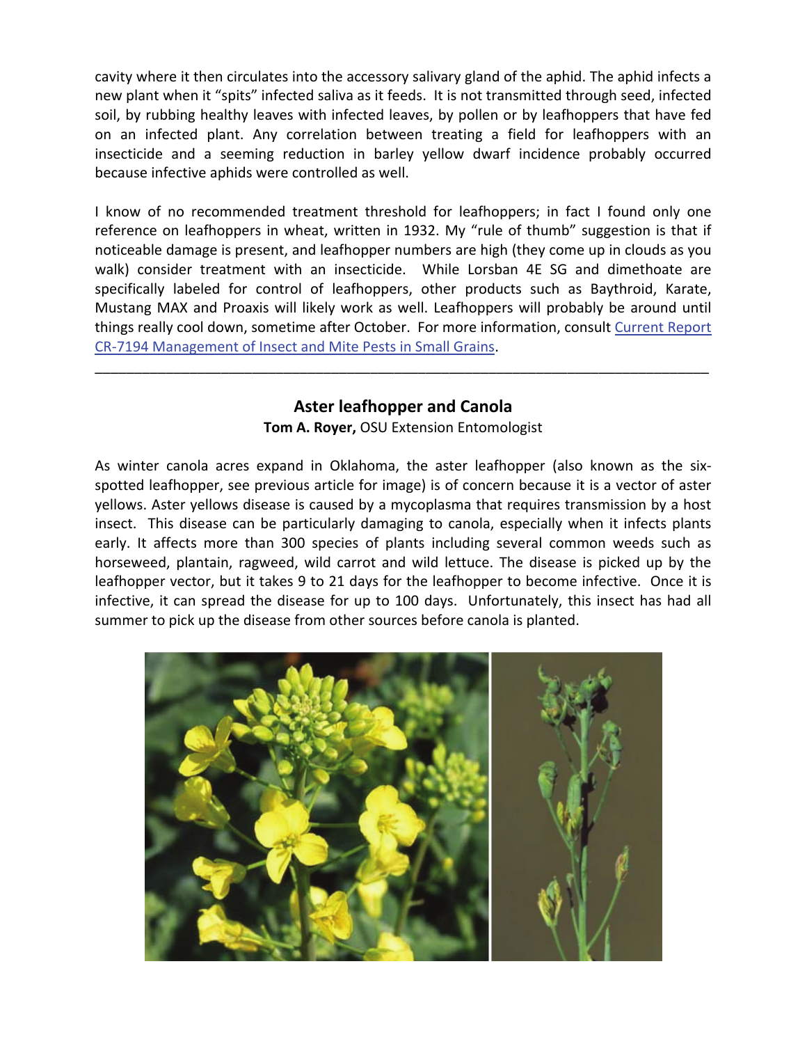cavity where it then circulates into the accessory salivary gland of the aphid. The aphid infects a new plant when it "spits" infected saliva as it feeds. It is not transmitted through seed, infected soil, by rubbing healthy leaves with infected leaves, by pollen or by leafhoppers that have fed on an infected plant. Any correlation between treating a field for leafhoppers with an insecticide and a seeming reduction in barley yellow dwarf incidence probably occurred because infective aphids were controlled as well.

I know of no recommended treatment threshold for leafhoppers; in fact I found only one reference on leafhoppers in wheat, written in 1932. My "rule of thumb" suggestion is that if noticeable damage is present, and leafhopper numbers are high (they come up in clouds as you walk) consider treatment with an insecticide. While Lorsban 4E SG and dimethoate are specifically labeled for control of leafhoppers, other products such as Baythroid, Karate, Mustang MAX and Proaxis will likely work as well. Leafhoppers will probably be around until things really cool down, sometime after October. For more information, consult Current Report CR-7194 Management of Insect and Mite Pests in Small Grains.

---

## Aster leafhopper and Canola

**Tom A. Royer,** OSU Extension Entomologist

As winter canola acres expand in Oklahoma, the aster leafhopper (also known as the six-spotted leafhopper, see previous article for image) is of concern because it is a vector of aster yellows. Aster yellows disease is caused by a mycoplasma that requires transmission by a host insect. This disease can be particularly damaging to canola, especially when it infects plants early. It affects more than 300 species of plants including several common weeds such as horseweed, plantain, ragweed, wild carrot and wild lettuce. The disease is picked up by the leafhopper vector, but it takes 9 to 21 days for the leafhopper to become infective. Once it is infective, it can spread the disease for up to 100 days. Unfortunately, this insect has had all summer to pick up the disease from other sources before canola is planted.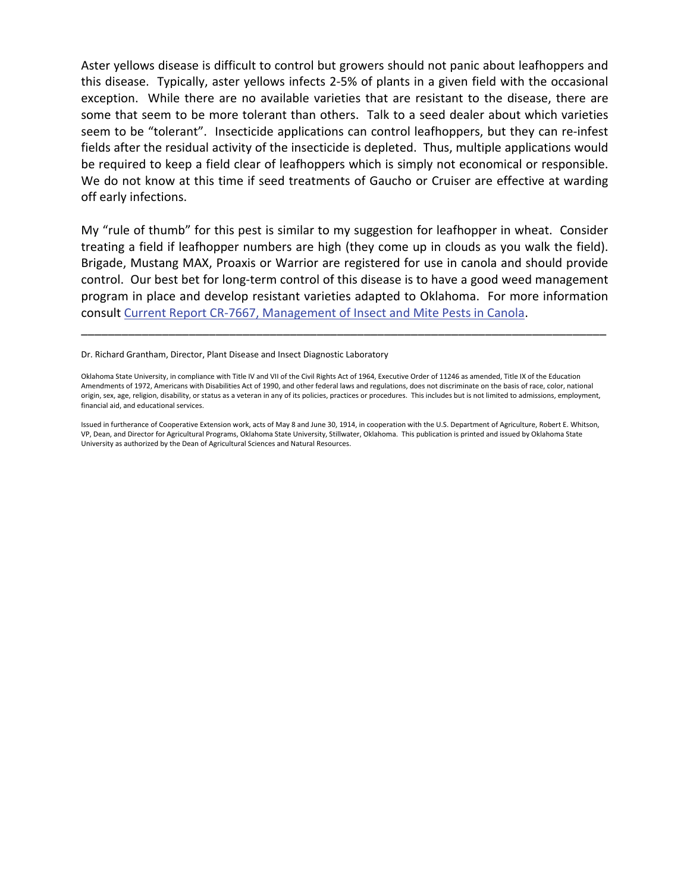Aster yellows disease is difficult to control but growers should not panic about leafhoppers and this disease. Typically, aster yellows infects 2-5% of plants in a given field with the occasional exception. While there are no available varieties that are resistant to the disease, there are some that seem to be more tolerant than others. Talk to a seed dealer about which varieties seem to be "tolerant". Insecticide applications can control leafhoppers, but they can re-infest fields after the residual activity of the insecticide is depleted. Thus, multiple applications would be required to keep a field clear of leafhoppers which is simply not economical or responsible. We do not know at this time if seed treatments of Gaucho or Cruiser are effective at warding off early infections.

My "rule of thumb" for this pest is similar to my suggestion for leafhopper in wheat. Consider treating a field if leafhopper numbers are high (they come up in clouds as you walk the field). Brigade, Mustang MAX, Proaxis or Warrior are registered for use in canola and should provide control. Our best bet for long-term control of this disease is to have a good weed management program in place and develop resistant varieties adapted to Oklahoma. For more information consult Current Report CR-7667, Management of Insect and Mite Pests in Canola.

---

Dr. Richard Grantham, Director, Plant Disease and Insect Diagnostic Laboratory

Oklahoma State University, in compliance with Title IV and VII of the Civil Rights Act of 1964, Executive Order of 11246 as amended, Title IX of the Education Amendments of 1972, Americans with Disabilities Act of 1990, and other federal laws and regulations, does not discriminate on the basis of race, color, national origin, sex, age, religion, disability, or status as a veteran in any of its policies, practices or procedures. This includes but is not limited to admissions, employment, financial aid, and educational services.

Issued in furtherance of Cooperative Extension work, acts of May 8 and June 30, 1914, in cooperation with the U.S. Department of Agriculture, Robert E. Whitson, VP, Dean, and Director for Agricultural Programs, Oklahoma State University, Stillwater, Oklahoma. This publication is printed and issued by Oklahoma State University as authorized by the Dean of Agricultural Sciences and Natural Resources.